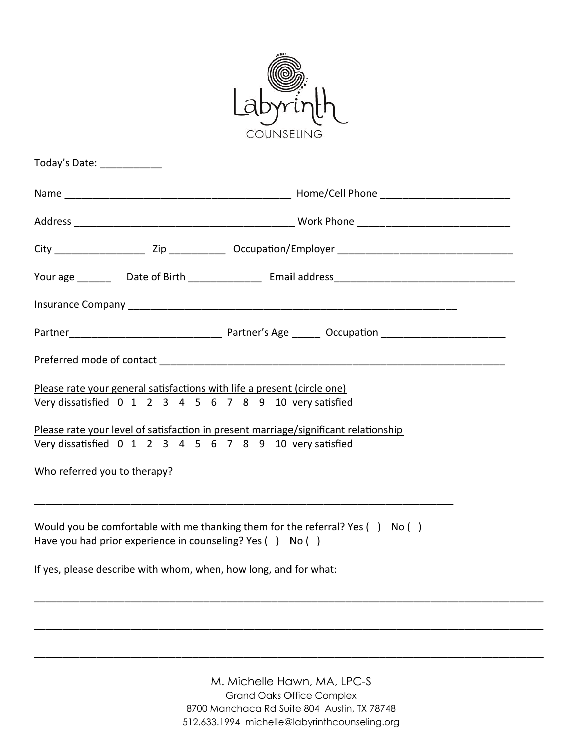# Labyrinth COUNSELING

Today's Date: ___________

Name ________________________________________ Home/Cell Phone _______________________

Address _______________________________________ Work Phone ___________________________

City ________________ Zip __________ Occupation/Employer _______________________________

Your age ______ Date of Birth _____________ Email address_______________________________

Insurance Company ___________________________________________________________

Partner___________________________ Partner's Age _____ Occupation ______________________

Preferred mode of contact ______________________________________________________________

Please rate your general satisfactions with life a present (circle one)
Very dissatisfied 0 1 2 3 4 5 6 7 8 9 10 very satisfied

Please rate your level of satisfaction in present marriage/significant relationship
Very dissatisfied 0 1 2 3 4 5 6 7 8 9 10 very satisfied

Who referred you to therapy?

___________________________________________________________________________

Would you be comfortable with me thanking them for the referral? Yes ( ) No ( )
Have you had prior experience in counseling? Yes ( ) No ( )

If yes, please describe with whom, when, how long, and for what:

______________________________________________________________________________________

______________________________________________________________________________________

______________________________________________________________________________________

M. Michelle Hawn, MA, LPC-S
Grand Oaks Office Complex
8700 Manchaca Rd Suite 804 Austin, TX 78748
512.633.1994 michelle@labyrinthcounseling.org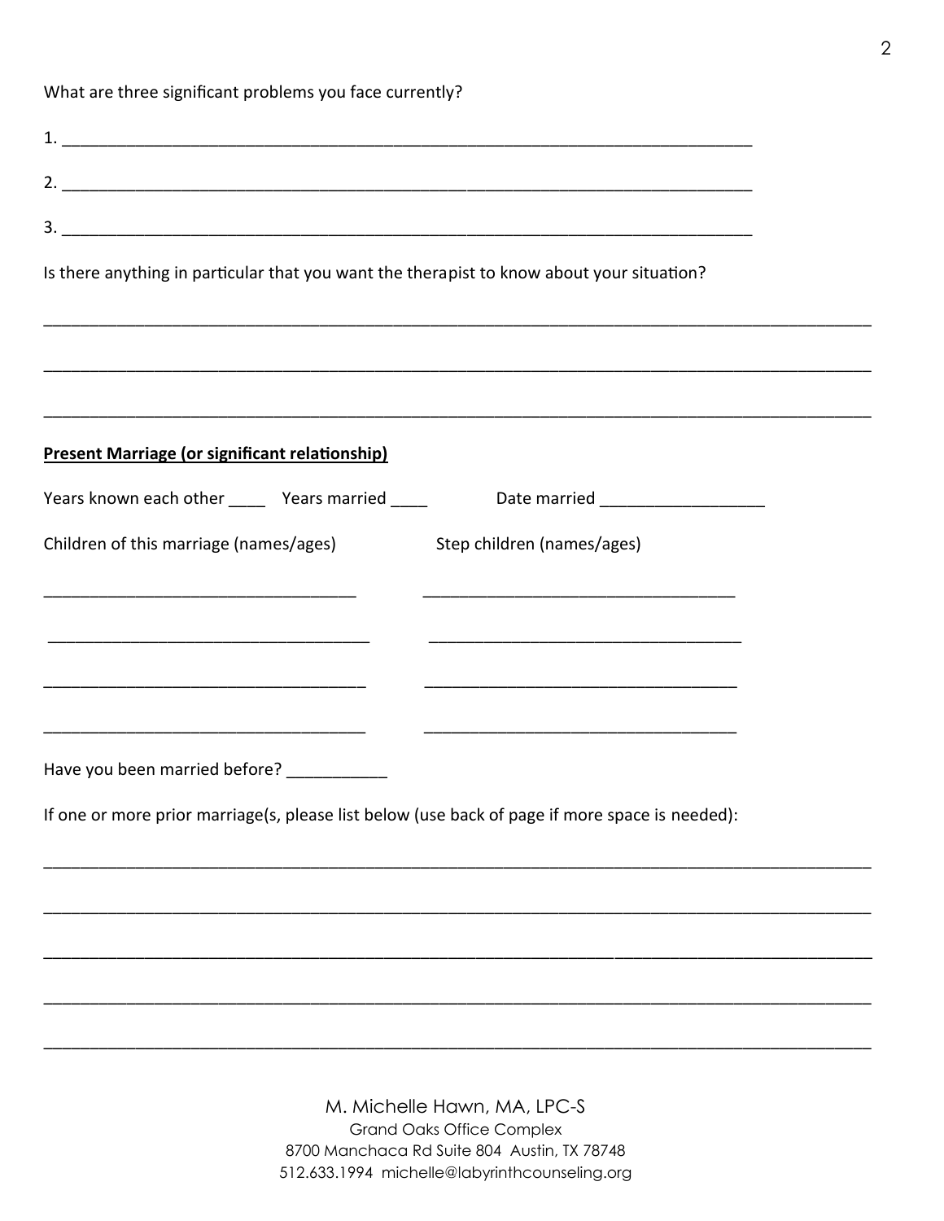What are three significant problems you face currently?

1. ___________________________________________________________________________

2. ___________________________________________________________________________

3. ___________________________________________________________________________

Is there anything in particular that you want the therapist to know about your situation?

__________________________________________________________________________________________

__________________________________________________________________________________________

__________________________________________________________________________________________

**Present Marriage (or significant relationship)**

Years known each other ____ Years married ____ Date married _________________

Children of this marriage (names/ages) Step children (names/ages)

__________________________________ __________________________________

__________________________________ __________________________________

__________________________________ __________________________________

__________________________________ __________________________________

Have you been married before? ___________

If one or more prior marriage(s, please list below (use back of page if more space is needed):

__________________________________________________________________________________________

__________________________________________________________________________________________

__________________________________________________________________________________________

__________________________________________________________________________________________

__________________________________________________________________________________________

M. Michelle Hawn, MA, LPC-S
Grand Oaks Office Complex
8700 Manchaca Rd Suite 804 Austin, TX 78748
512.633.1994 michelle@labyrinthcounseling.org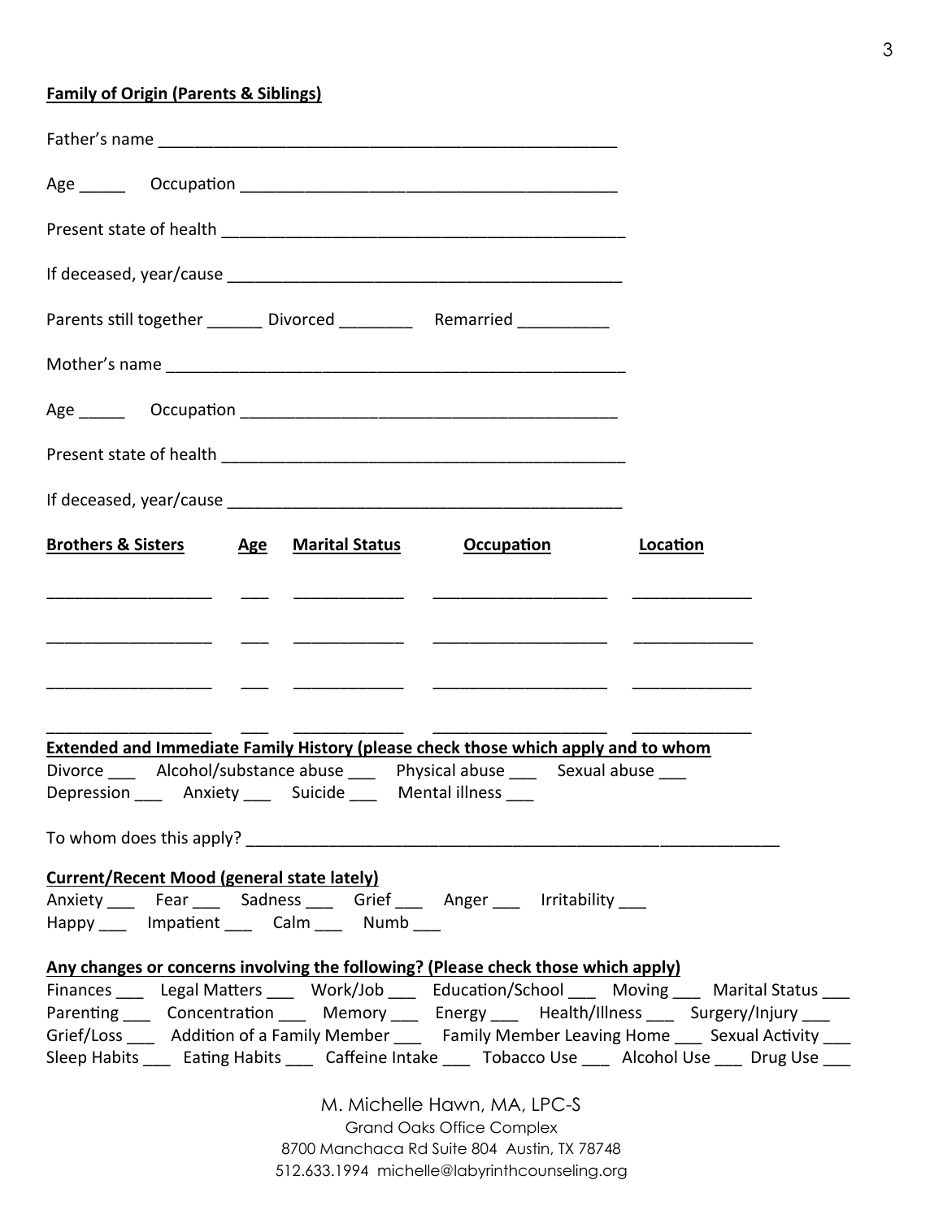**Family of Origin (Parents & Siblings)**

Father's name ___________________________________________________

Age _____ Occupation ________________________________________

Present state of health ____________________________________________

If deceased, year/cause ____________________________________________

Parents still together ______ Divorced ________ Remarried __________

Mother's name ___________________________________________________

Age _____ Occupation ________________________________________

Present state of health ____________________________________________

If deceased, year/cause ____________________________________________

| Brothers & Sisters | Age | Marital Status | Occupation | Location |
|---|---|---|---|---|
| __________________ | ___ | ____________ | ___________________ | _____________ |
| __________________ | ___ | ____________ | ___________________ | _____________ |
| __________________ | ___ | ____________ | ___________________ | _____________ |
| __________________ | ___ | ____________ | ___________________ | _____________ |

**Extended and Immediate Family History (please check those which apply and to whom**

Divorce ___ Alcohol/substance abuse ___ Physical abuse ___ Sexual abuse ___
Depression ___ Anxiety ___ Suicide ___ Mental illness ___

To whom does this apply? ____________________________________________________________

**Current/Recent Mood (general state lately)**

Anxiety ___ Fear ___ Sadness ___ Grief ___ Anger ___ Irritability ___
Happy ___ Impatient ___ Calm ___ Numb ___

**Any changes or concerns involving the following? (Please check those which apply)**

Finances ___ Legal Matters ___ Work/Job ___ Education/School ___ Moving ___ Marital Status ___
Parenting ___ Concentration ___ Memory ___ Energy ___ Health/Illness ___ Surgery/Injury ___
Grief/Loss ___ Addition of a Family Member ___ Family Member Leaving Home ___ Sexual Activity ___
Sleep Habits ___ Eating Habits ___ Caffeine Intake ___ Tobacco Use ___ Alcohol Use ___ Drug Use ___

M. Michelle Hawn, MA, LPC-S
Grand Oaks Office Complex
8700 Manchaca Rd Suite 804 Austin, TX 78748
512.633.1994 michelle@labyrinthcounseling.org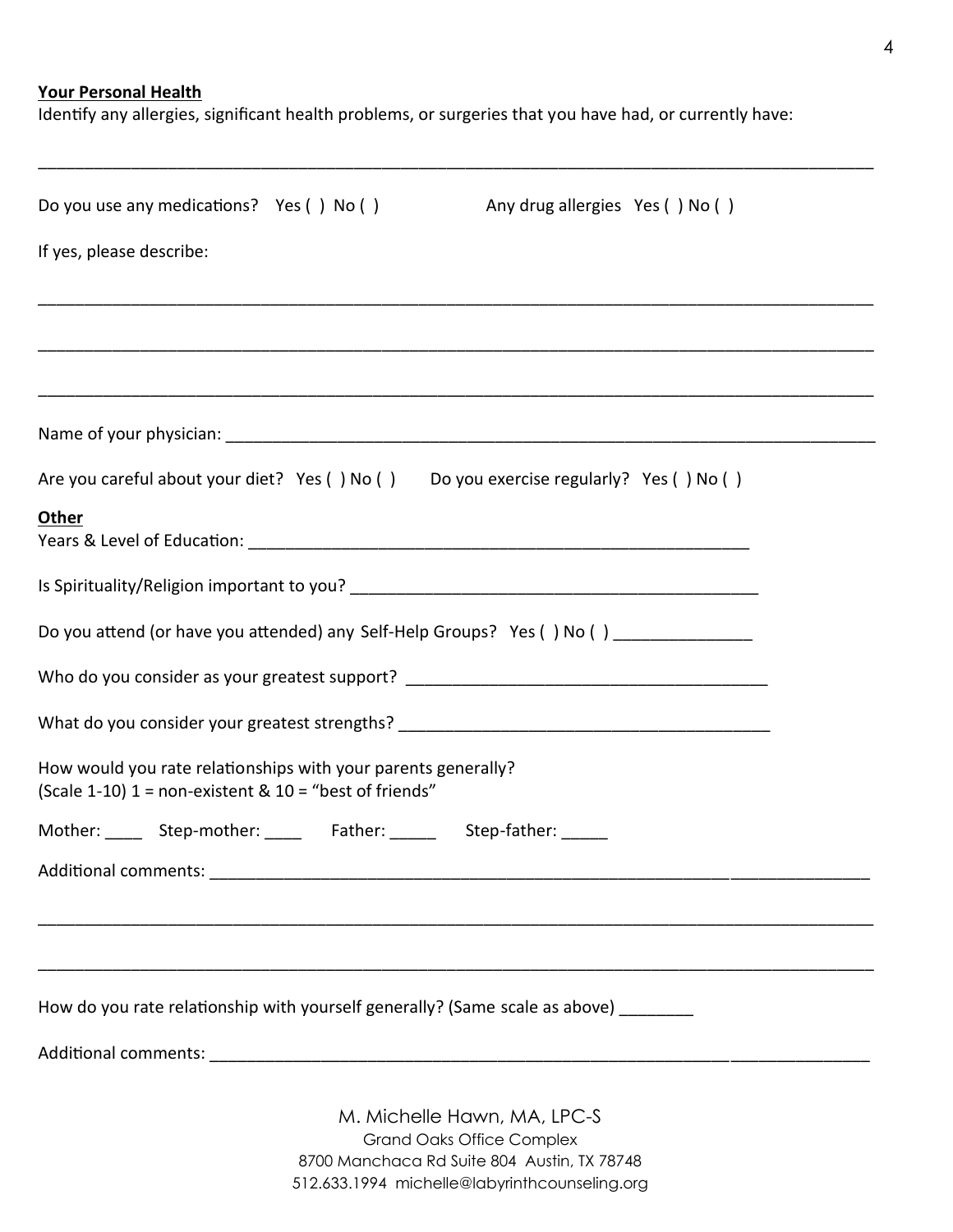**Your Personal Health**

Identify any allergies, significant health problems, or surgeries that you have had, or currently have:

_______________________________________________________________________________________

Do you use any medications? Yes ( ) No ( ) Any drug allergies Yes ( ) No ( )

If yes, please describe:

_______________________________________________________________________________________

_______________________________________________________________________________________

_______________________________________________________________________________________

Name of your physician: _______________________________________________________________

Are you careful about your diet? Yes ( ) No ( ) Do you exercise regularly? Yes ( ) No ( )

**Other**

Years & Level of Education: ____________________________________________________

Is Spirituality/Religion important to you? _______________________________________

Do you attend (or have you attended) any Self-Help Groups? Yes ( ) No ( ) _______________

Who do you consider as your greatest support? _______________________________________

What do you consider your greatest strengths? _______________________________________

How would you rate relationships with your parents generally?
(Scale 1-10) 1 = non-existent & 10 = "best of friends"

Mother: ____ Step-mother: ____ Father: _____ Step-father: _____

Additional comments: ______________________________________________________________

_______________________________________________________________________________________

_______________________________________________________________________________________

How do you rate relationship with yourself generally? (Same scale as above) ________

Additional comments: ______________________________________________________________

M. Michelle Hawn, MA, LPC-S
Grand Oaks Office Complex
8700 Manchaca Rd Suite 804 Austin, TX 78748
512.633.1994 michelle@labyrinthcounseling.org